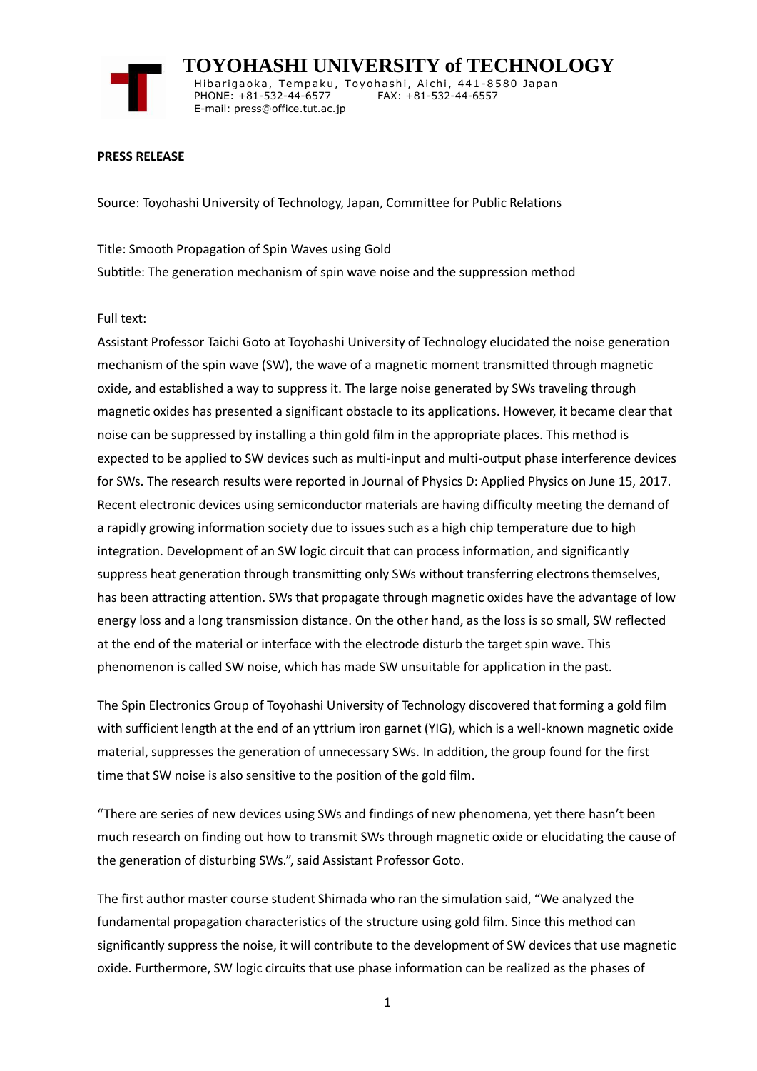# TOYOHASHI UNIVERSITY of TECHNOLOGY

Hibarigaoka, Tempaku, Toyohashi, Aichi, 441-8580 Japan
PHONE: +81-532-44-6577 FAX: +81-532-44-6557
E-mail: press@office.tut.ac.jp

**PRESS RELEASE**

Source: Toyohashi University of Technology, Japan, Committee for Public Relations

Title: Smooth Propagation of Spin Waves using Gold
Subtitle: The generation mechanism of spin wave noise and the suppression method

Full text:
Assistant Professor Taichi Goto at Toyohashi University of Technology elucidated the noise generation mechanism of the spin wave (SW), the wave of a magnetic moment transmitted through magnetic oxide, and established a way to suppress it. The large noise generated by SWs traveling through magnetic oxides has presented a significant obstacle to its applications. However, it became clear that noise can be suppressed by installing a thin gold film in the appropriate places. This method is expected to be applied to SW devices such as multi-input and multi-output phase interference devices for SWs. The research results were reported in Journal of Physics D: Applied Physics on June 15, 2017.
Recent electronic devices using semiconductor materials are having difficulty meeting the demand of a rapidly growing information society due to issues such as a high chip temperature due to high integration. Development of an SW logic circuit that can process information, and significantly suppress heat generation through transmitting only SWs without transferring electrons themselves, has been attracting attention. SWs that propagate through magnetic oxides have the advantage of low energy loss and a long transmission distance. On the other hand, as the loss is so small, SW reflected at the end of the material or interface with the electrode disturb the target spin wave. This phenomenon is called SW noise, which has made SW unsuitable for application in the past.

The Spin Electronics Group of Toyohashi University of Technology discovered that forming a gold film with sufficient length at the end of an yttrium iron garnet (YIG), which is a well-known magnetic oxide material, suppresses the generation of unnecessary SWs. In addition, the group found for the first time that SW noise is also sensitive to the position of the gold film.

"There are series of new devices using SWs and findings of new phenomena, yet there hasn't been much research on finding out how to transmit SWs through magnetic oxide or elucidating the cause of the generation of disturbing SWs.", said Assistant Professor Goto.

The first author master course student Shimada who ran the simulation said, "We analyzed the fundamental propagation characteristics of the structure using gold film. Since this method can significantly suppress the noise, it will contribute to the development of SW devices that use magnetic oxide. Furthermore, SW logic circuits that use phase information can be realized as the phases of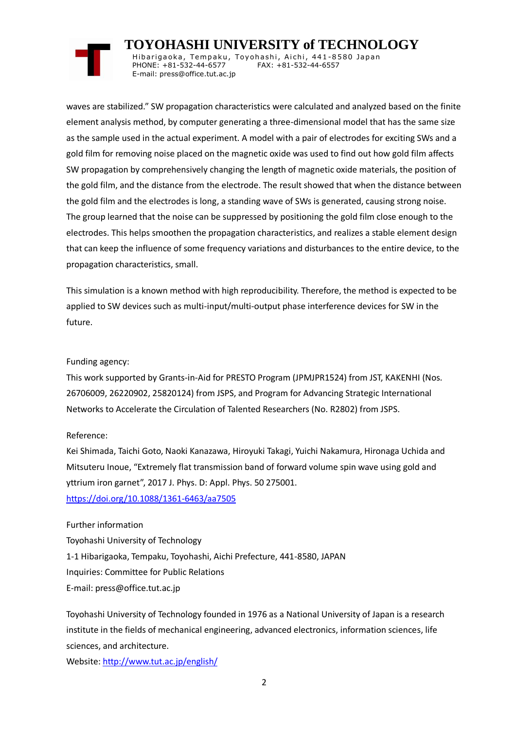waves are stabilized." SW propagation characteristics were calculated and analyzed based on the finite element analysis method, by computer generating a three-dimensional model that has the same size as the sample used in the actual experiment. A model with a pair of electrodes for exciting SWs and a gold film for removing noise placed on the magnetic oxide was used to find out how gold film affects SW propagation by comprehensively changing the length of magnetic oxide materials, the position of the gold film, and the distance from the electrode. The result showed that when the distance between the gold film and the electrodes is long, a standing wave of SWs is generated, causing strong noise. The group learned that the noise can be suppressed by positioning the gold film close enough to the electrodes. This helps smoothen the propagation characteristics, and realizes a stable element design that can keep the influence of some frequency variations and disturbances to the entire device, to the propagation characteristics, small.

This simulation is a known method with high reproducibility. Therefore, the method is expected to be applied to SW devices such as multi-input/multi-output phase interference devices for SW in the future.

Funding agency:

This work supported by Grants-in-Aid for PRESTO Program (JPMJPR1524) from JST, KAKENHI (Nos. 26706009, 26220902, 25820124) from JSPS, and Program for Advancing Strategic International Networks to Accelerate the Circulation of Talented Researchers (No. R2802) from JSPS.

Reference:

Kei Shimada, Taichi Goto, Naoki Kanazawa, Hiroyuki Takagi, Yuichi Nakamura, Hironaga Uchida and Mitsuteru Inoue, "Extremely flat transmission band of forward volume spin wave using gold and yttrium iron garnet", 2017 J. Phys. D: Appl. Phys. 50 275001.
https://doi.org/10.1088/1361-6463/aa7505

Further information

Toyohashi University of Technology

1-1 Hibarigaoka, Tempaku, Toyohashi, Aichi Prefecture, 441-8580, JAPAN

Inquiries: Committee for Public Relations

E-mail: press@office.tut.ac.jp

Toyohashi University of Technology founded in 1976 as a National University of Japan is a research institute in the fields of mechanical engineering, advanced electronics, information sciences, life sciences, and architecture.

Website: http://www.tut.ac.jp/english/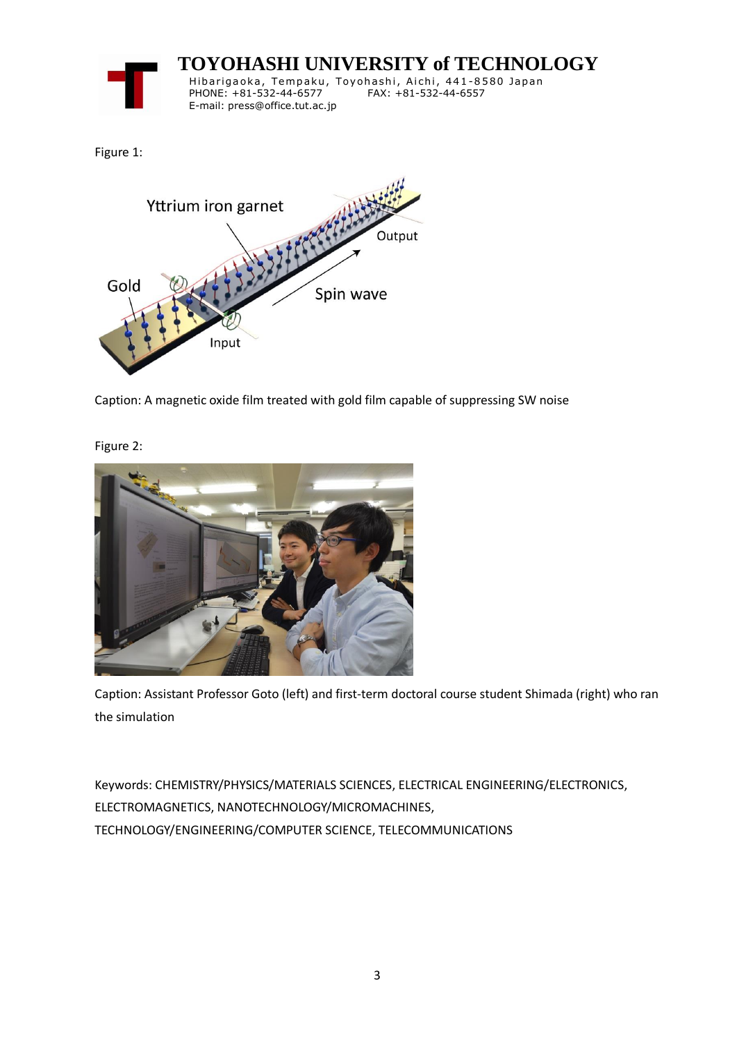Figure 1:

Yttrium iron garnet

Gold

Output

Spin wave

Input

Caption: A magnetic oxide film treated with gold film capable of suppressing SW noise

Figure 2:

Caption: Assistant Professor Goto (left) and first-term doctoral course student Shimada (right) who ran the simulation

Keywords: CHEMISTRY/PHYSICS/MATERIALS SCIENCES, ELECTRICAL ENGINEERING/ELECTRONICS, ELECTROMAGNETICS, NANOTECHNOLOGY/MICROMACHINES, TECHNOLOGY/ENGINEERING/COMPUTER SCIENCE, TELECOMMUNICATIONS